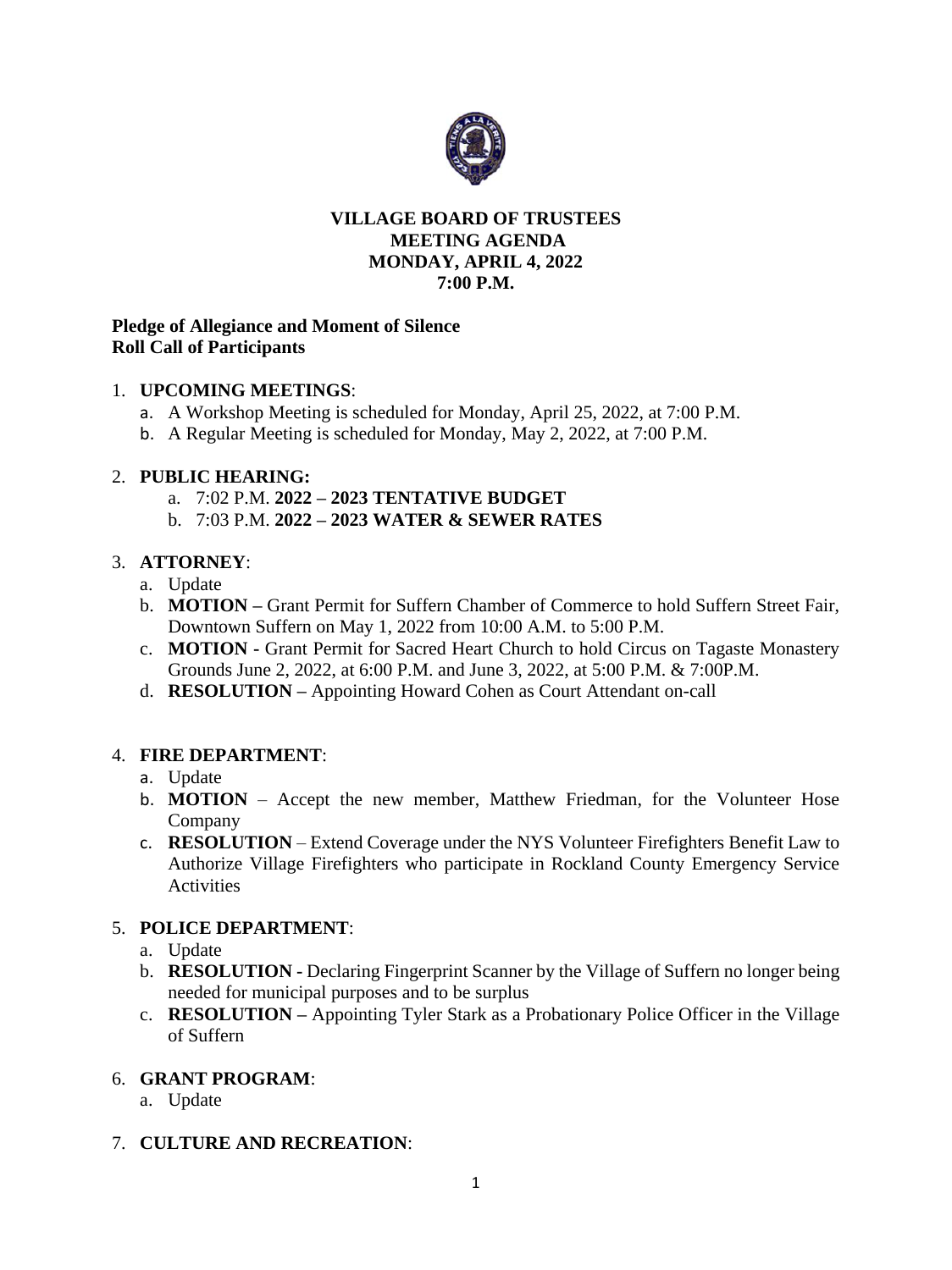**VILLAGE BOARD OF TRUSTEES**
**MEETING AGENDA**
**MONDAY, APRIL 4, 2022**
**7:00 P.M.**

**Pledge of Allegiance and Moment of Silence**
**Roll Call of Participants**

1. **UPCOMING MEETINGS**:
   a. A Workshop Meeting is scheduled for Monday, April 25, 2022, at 7:00 P.M.
   b. A Regular Meeting is scheduled for Monday, May 2, 2022, at 7:00 P.M.

2. **PUBLIC HEARING:**
   a. 7:02 P.M. **2022 – 2023 TENTATIVE BUDGET**
   b. 7:03 P.M. **2022 – 2023 WATER & SEWER RATES**

3. **ATTORNEY**:
   a. Update
   b. **MOTION –** Grant Permit for Suffern Chamber of Commerce to hold Suffern Street Fair, Downtown Suffern on May 1, 2022 from 10:00 A.M. to 5:00 P.M.
   c. **MOTION -** Grant Permit for Sacred Heart Church to hold Circus on Tagaste Monastery Grounds June 2, 2022, at 6:00 P.M. and June 3, 2022, at 5:00 P.M. & 7:00P.M.
   d. **RESOLUTION –** Appointing Howard Cohen as Court Attendant on-call

4. **FIRE DEPARTMENT**:
   a. Update
   b. **MOTION** – Accept the new member, Matthew Friedman, for the Volunteer Hose Company
   c. **RESOLUTION** – Extend Coverage under the NYS Volunteer Firefighters Benefit Law to Authorize Village Firefighters who participate in Rockland County Emergency Service Activities

5. **POLICE DEPARTMENT**:
   a. Update
   b. **RESOLUTION -** Declaring Fingerprint Scanner by the Village of Suffern no longer being needed for municipal purposes and to be surplus
   c. **RESOLUTION –** Appointing Tyler Stark as a Probationary Police Officer in the Village of Suffern

6. **GRANT PROGRAM**:
   a. Update

7. **CULTURE AND RECREATION**: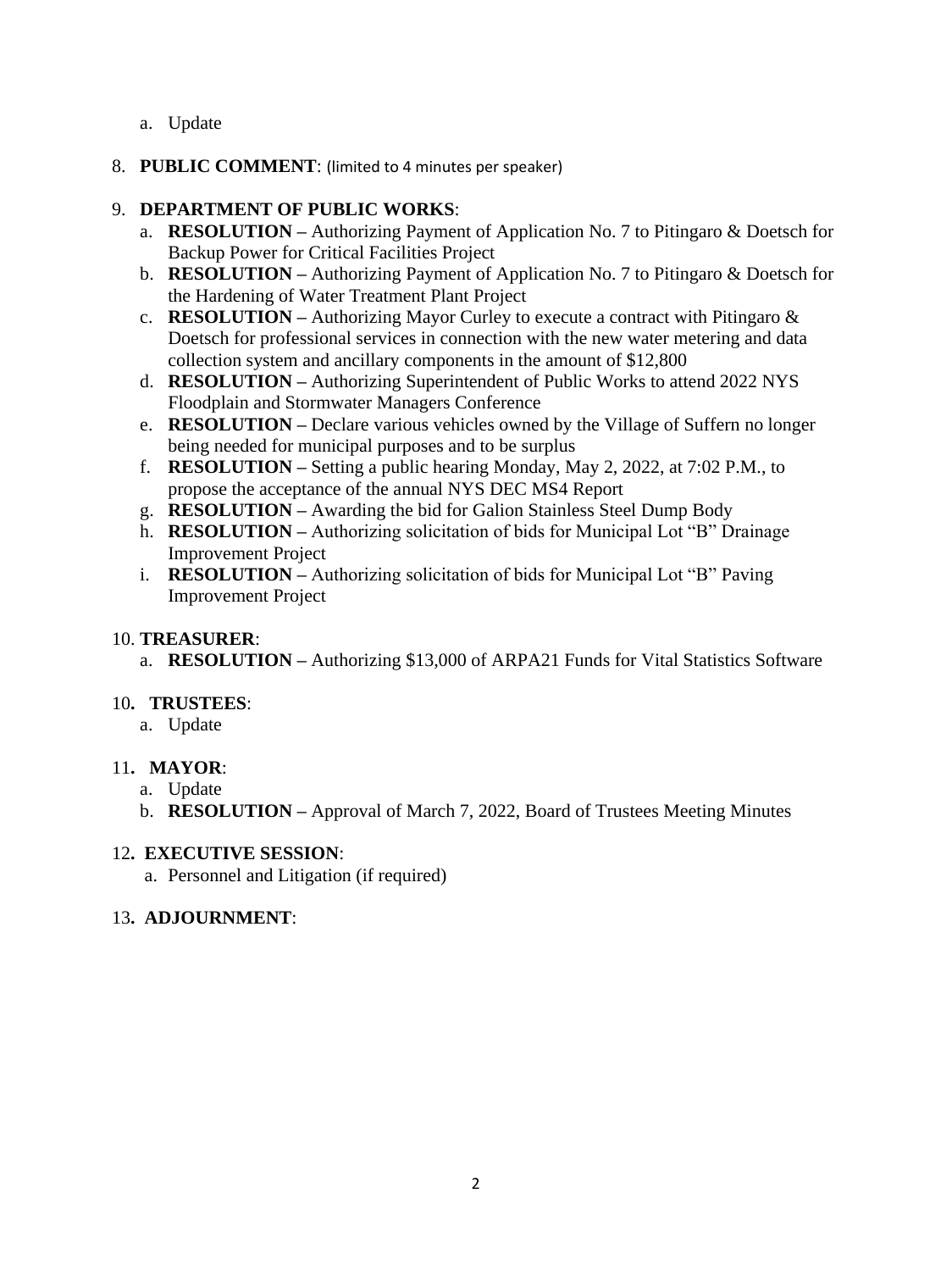a. Update

8. **PUBLIC COMMENT**: (limited to 4 minutes per speaker)

9. **DEPARTMENT OF PUBLIC WORKS**:
   a. **RESOLUTION –** Authorizing Payment of Application No. 7 to Pitingaro & Doetsch for Backup Power for Critical Facilities Project
   b. **RESOLUTION –** Authorizing Payment of Application No. 7 to Pitingaro & Doetsch for the Hardening of Water Treatment Plant Project
   c. **RESOLUTION –** Authorizing Mayor Curley to execute a contract with Pitingaro & Doetsch for professional services in connection with the new water metering and data collection system and ancillary components in the amount of $12,800
   d. **RESOLUTION –** Authorizing Superintendent of Public Works to attend 2022 NYS Floodplain and Stormwater Managers Conference
   e. **RESOLUTION –** Declare various vehicles owned by the Village of Suffern no longer being needed for municipal purposes and to be surplus
   f. **RESOLUTION –** Setting a public hearing Monday, May 2, 2022, at 7:02 P.M., to propose the acceptance of the annual NYS DEC MS4 Report
   g. **RESOLUTION –** Awarding the bid for Galion Stainless Steel Dump Body
   h. **RESOLUTION –** Authorizing solicitation of bids for Municipal Lot "B" Drainage Improvement Project
   i. **RESOLUTION –** Authorizing solicitation of bids for Municipal Lot "B" Paving Improvement Project

10. **TREASURER**:
    a. **RESOLUTION –** Authorizing $13,000 of ARPA21 Funds for Vital Statistics Software

10**. TRUSTEES**:
    a. Update

11**. MAYOR**:
    a. Update
    b. **RESOLUTION –** Approval of March 7, 2022, Board of Trustees Meeting Minutes

12**. EXECUTIVE SESSION**:
    a. Personnel and Litigation (if required)

13**. ADJOURNMENT**: